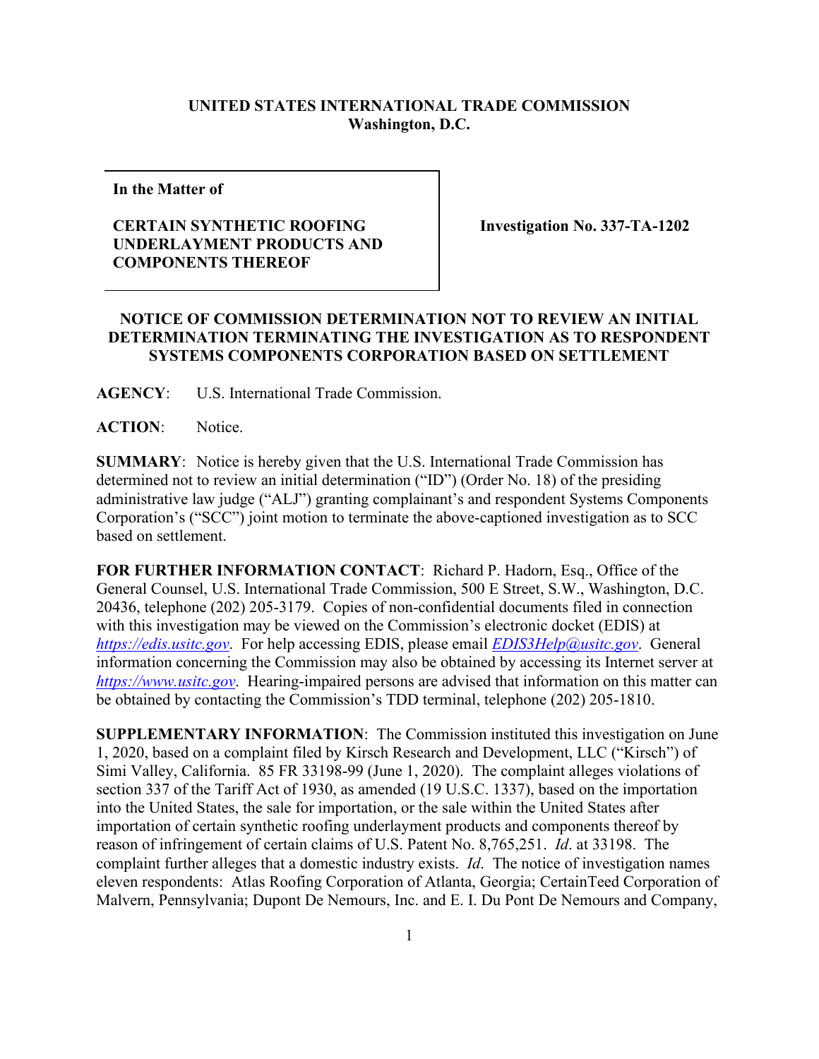**UNITED STATES INTERNATIONAL TRADE COMMISSION**
**Washington, D.C.**

| In the Matter of<br><br>**CERTAIN SYNTHETIC ROOFING UNDERLAYMENT PRODUCTS AND COMPONENTS THEREOF** | **Investigation No. 337-TA-1202** |
|---|---|

## NOTICE OF COMMISSION DETERMINATION NOT TO REVIEW AN INITIAL DETERMINATION TERMINATING THE INVESTIGATION AS TO RESPONDENT SYSTEMS COMPONENTS CORPORATION BASED ON SETTLEMENT

**AGENCY**: U.S. International Trade Commission.

**ACTION**: Notice.

**SUMMARY**: Notice is hereby given that the U.S. International Trade Commission has determined not to review an initial determination ("ID") (Order No. 18) of the presiding administrative law judge ("ALJ") granting complainant's and respondent Systems Components Corporation's ("SCC") joint motion to terminate the above-captioned investigation as to SCC based on settlement.

**FOR FURTHER INFORMATION CONTACT**: Richard P. Hadorn, Esq., Office of the General Counsel, U.S. International Trade Commission, 500 E Street, S.W., Washington, D.C. 20436, telephone (202) 205-3179. Copies of non-confidential documents filed in connection with this investigation may be viewed on the Commission's electronic docket (EDIS) at *https://edis.usitc.gov*. For help accessing EDIS, please email *EDIS3Help@usitc.gov*. General information concerning the Commission may also be obtained by accessing its Internet server at *https://www.usitc.gov*. Hearing-impaired persons are advised that information on this matter can be obtained by contacting the Commission's TDD terminal, telephone (202) 205-1810.

**SUPPLEMENTARY INFORMATION**: The Commission instituted this investigation on June 1, 2020, based on a complaint filed by Kirsch Research and Development, LLC ("Kirsch") of Simi Valley, California. 85 FR 33198-99 (June 1, 2020). The complaint alleges violations of section 337 of the Tariff Act of 1930, as amended (19 U.S.C. 1337), based on the importation into the United States, the sale for importation, or the sale within the United States after importation of certain synthetic roofing underlayment products and components thereof by reason of infringement of certain claims of U.S. Patent No. 8,765,251. *Id*. at 33198. The complaint further alleges that a domestic industry exists. *Id*. The notice of investigation names eleven respondents: Atlas Roofing Corporation of Atlanta, Georgia; CertainTeed Corporation of Malvern, Pennsylvania; Dupont De Nemours, Inc. and E. I. Du Pont De Nemours and Company,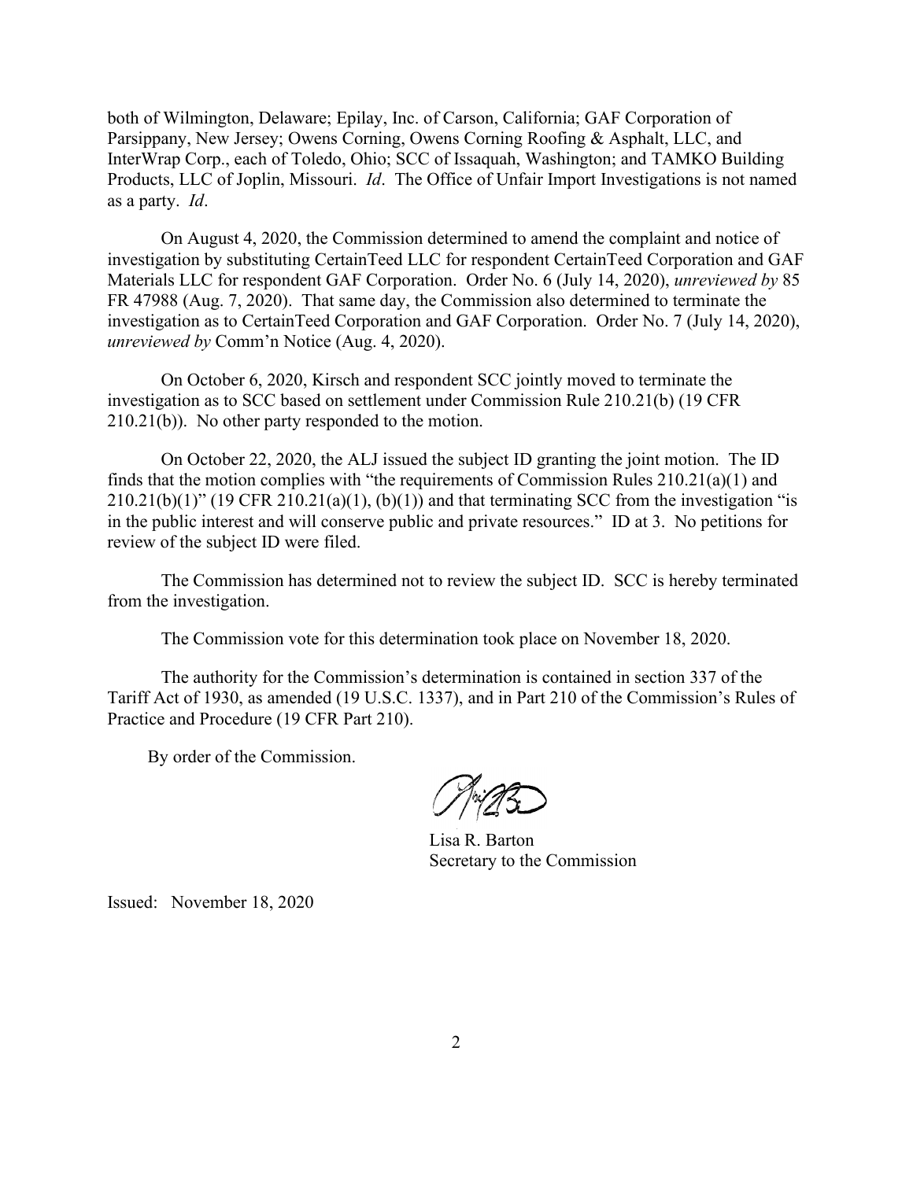both of Wilmington, Delaware; Epilay, Inc. of Carson, California; GAF Corporation of Parsippany, New Jersey; Owens Corning, Owens Corning Roofing & Asphalt, LLC, and InterWrap Corp., each of Toledo, Ohio; SCC of Issaquah, Washington; and TAMKO Building Products, LLC of Joplin, Missouri. *Id*. The Office of Unfair Import Investigations is not named as a party. *Id*.

On August 4, 2020, the Commission determined to amend the complaint and notice of investigation by substituting CertainTeed LLC for respondent CertainTeed Corporation and GAF Materials LLC for respondent GAF Corporation. Order No. 6 (July 14, 2020), *unreviewed by* 85 FR 47988 (Aug. 7, 2020). That same day, the Commission also determined to terminate the investigation as to CertainTeed Corporation and GAF Corporation. Order No. 7 (July 14, 2020), *unreviewed by* Comm'n Notice (Aug. 4, 2020).

On October 6, 2020, Kirsch and respondent SCC jointly moved to terminate the investigation as to SCC based on settlement under Commission Rule 210.21(b) (19 CFR 210.21(b)). No other party responded to the motion.

On October 22, 2020, the ALJ issued the subject ID granting the joint motion. The ID finds that the motion complies with "the requirements of Commission Rules 210.21(a)(1) and 210.21(b)(1)" (19 CFR 210.21(a)(1), (b)(1)) and that terminating SCC from the investigation "is in the public interest and will conserve public and private resources." ID at 3. No petitions for review of the subject ID were filed.

The Commission has determined not to review the subject ID. SCC is hereby terminated from the investigation.

The Commission vote for this determination took place on November 18, 2020.

The authority for the Commission's determination is contained in section 337 of the Tariff Act of 1930, as amended (19 U.S.C. 1337), and in Part 210 of the Commission's Rules of Practice and Procedure (19 CFR Part 210).

By order of the Commission.

Lisa R. Barton
Secretary to the Commission

Issued: November 18, 2020